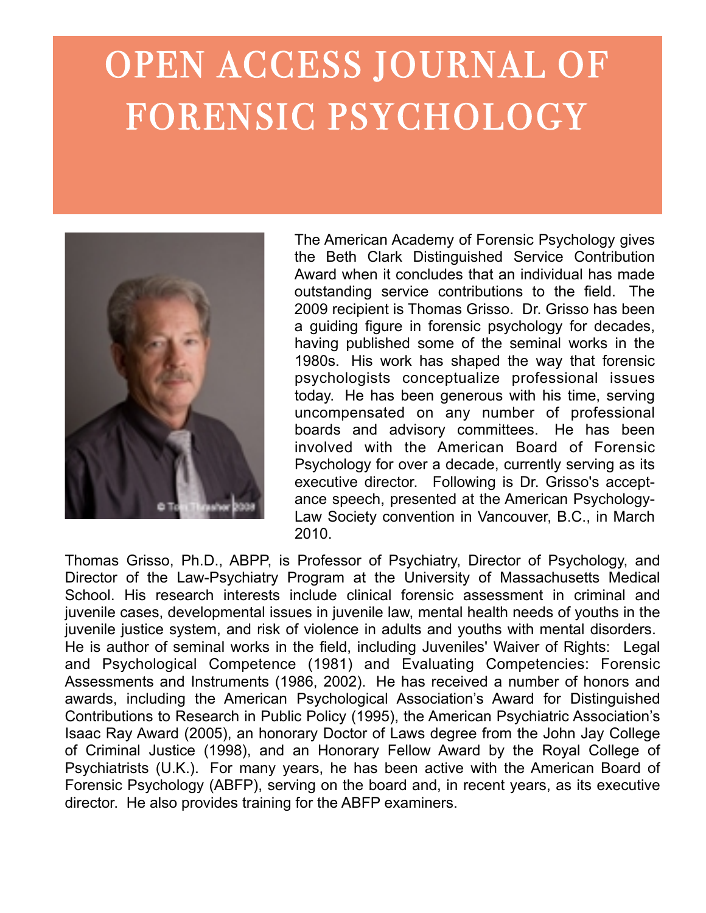# OPEN ACCESS JOURNAL OF FORENSIC PSYCHOLOGY

The American Academy of Forensic Psychology gives the Beth Clark Distinguished Service Contribution Award when it concludes that an individual has made outstanding service contributions to the field. The 2009 recipient is Thomas Grisso. Dr. Grisso has been a guiding figure in forensic psychology for decades, having published some of the seminal works in the 1980s. His work has shaped the way that forensic psychologists conceptualize professional issues today. He has been generous with his time, serving uncompensated on any number of professional boards and advisory committees. He has been involved with the American Board of Forensic Psychology for over a decade, currently serving as its executive director. Following is Dr. Grisso's acceptance speech, presented at the American Psychology-Law Society convention in Vancouver, B.C., in March 2010.

Thomas Grisso, Ph.D., ABPP, is Professor of Psychiatry, Director of Psychology, and Director of the Law-Psychiatry Program at the University of Massachusetts Medical School. His research interests include clinical forensic assessment in criminal and juvenile cases, developmental issues in juvenile law, mental health needs of youths in the juvenile justice system, and risk of violence in adults and youths with mental disorders. He is author of seminal works in the field, including Juveniles' Waiver of Rights: Legal and Psychological Competence (1981) and Evaluating Competencies: Forensic Assessments and Instruments (1986, 2002). He has received a number of honors and awards, including the American Psychological Association's Award for Distinguished Contributions to Research in Public Policy (1995), the American Psychiatric Association's Isaac Ray Award (2005), an honorary Doctor of Laws degree from the John Jay College of Criminal Justice (1998), and an Honorary Fellow Award by the Royal College of Psychiatrists (U.K.). For many years, he has been active with the American Board of Forensic Psychology (ABFP), serving on the board and, in recent years, as its executive director. He also provides training for the ABFP examiners.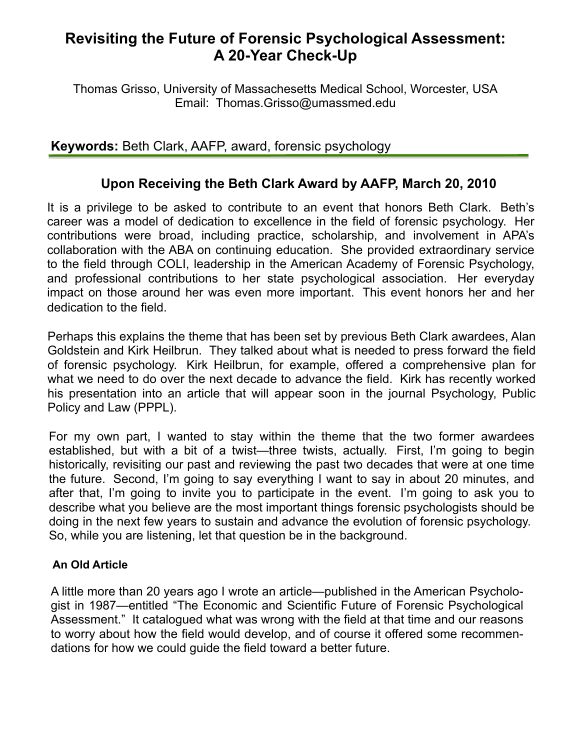# Revisiting the Future of Forensic Psychological Assessment: A 20-Year Check-Up

Thomas Grisso, University of Massachesetts Medical School, Worcester, USA
Email: Thomas.Grisso@umassmed.edu

**Keywords:** Beth Clark, AAFP, award, forensic psychology

## Upon Receiving the Beth Clark Award by AAFP, March 20, 2010

It is a privilege to be asked to contribute to an event that honors Beth Clark. Beth's career was a model of dedication to excellence in the field of forensic psychology. Her contributions were broad, including practice, scholarship, and involvement in APA's collaboration with the ABA on continuing education. She provided extraordinary service to the field through COLI, leadership in the American Academy of Forensic Psychology, and professional contributions to her state psychological association. Her everyday impact on those around her was even more important. This event honors her and her dedication to the field.

Perhaps this explains the theme that has been set by previous Beth Clark awardees, Alan Goldstein and Kirk Heilbrun. They talked about what is needed to press forward the field of forensic psychology. Kirk Heilbrun, for example, offered a comprehensive plan for what we need to do over the next decade to advance the field. Kirk has recently worked his presentation into an article that will appear soon in the journal Psychology, Public Policy and Law (PPPL).

For my own part, I wanted to stay within the theme that the two former awardees established, but with a bit of a twist—three twists, actually. First, I'm going to begin historically, revisiting our past and reviewing the past two decades that were at one time the future. Second, I'm going to say everything I want to say in about 20 minutes, and after that, I'm going to invite you to participate in the event. I'm going to ask you to describe what you believe are the most important things forensic psychologists should be doing in the next few years to sustain and advance the evolution of forensic psychology. So, while you are listening, let that question be in the background.

### An Old Article

A little more than 20 years ago I wrote an article—published in the American Psychologist in 1987—entitled "The Economic and Scientific Future of Forensic Psychological Assessment." It catalogued what was wrong with the field at that time and our reasons to worry about how the field would develop, and of course it offered some recommendations for how we could guide the field toward a better future.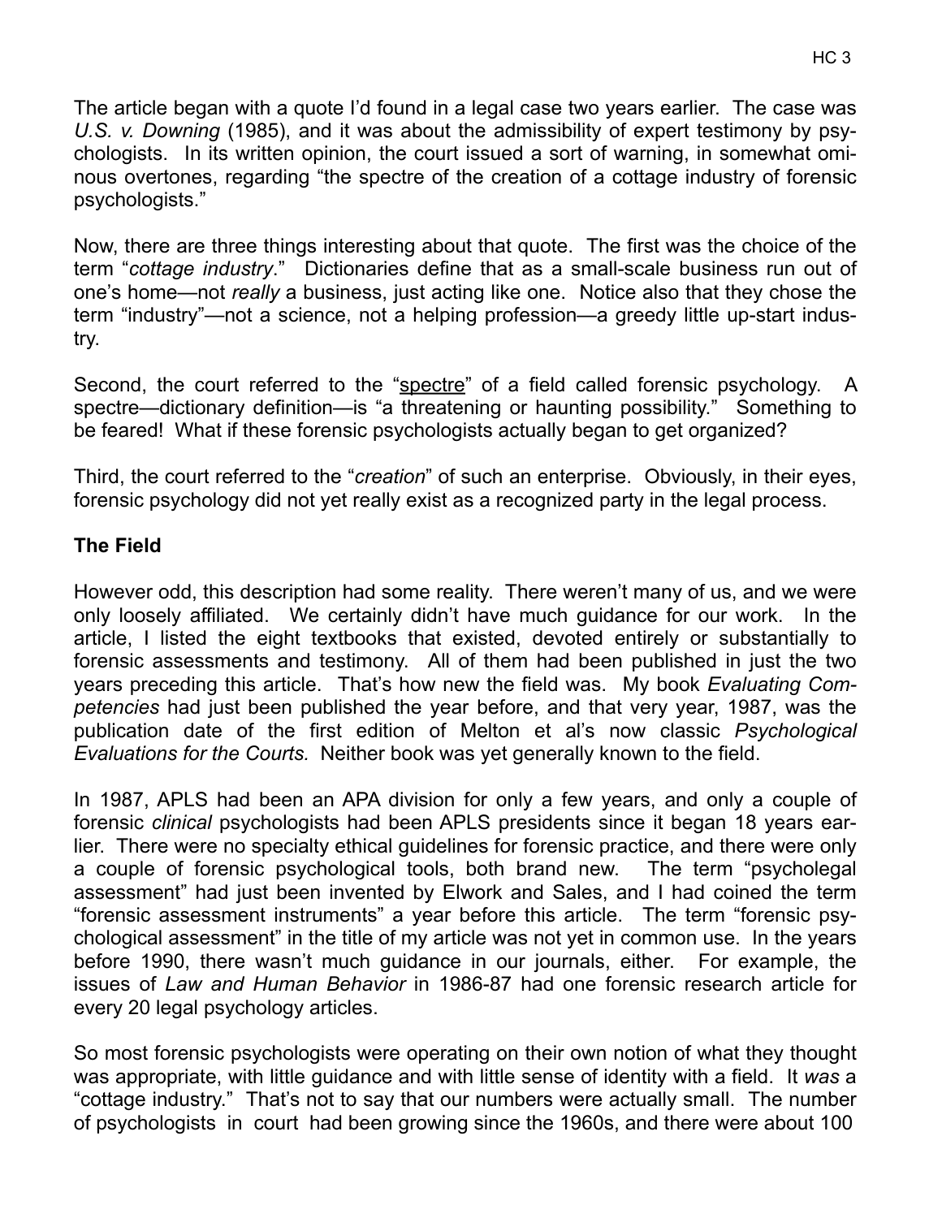The article began with a quote I'd found in a legal case two years earlier. The case was *U.S. v. Downing* (1985), and it was about the admissibility of expert testimony by psychologists. In its written opinion, the court issued a sort of warning, in somewhat ominous overtones, regarding "the spectre of the creation of a cottage industry of forensic psychologists."

Now, there are three things interesting about that quote. The first was the choice of the term "*cottage industry*." Dictionaries define that as a small-scale business run out of one's home—not *really* a business, just acting like one. Notice also that they chose the term "industry"—not a science, not a helping profession—a greedy little up-start industry.

Second, the court referred to the "spectre" of a field called forensic psychology. A spectre—dictionary definition—is "a threatening or haunting possibility." Something to be feared! What if these forensic psychologists actually began to get organized?

Third, the court referred to the "*creation*" of such an enterprise. Obviously, in their eyes, forensic psychology did not yet really exist as a recognized party in the legal process.

**The Field**

However odd, this description had some reality. There weren't many of us, and we were only loosely affiliated. We certainly didn't have much guidance for our work. In the article, I listed the eight textbooks that existed, devoted entirely or substantially to forensic assessments and testimony. All of them had been published in just the two years preceding this article. That's how new the field was. My book *Evaluating Competencies* had just been published the year before, and that very year, 1987, was the publication date of the first edition of Melton et al's now classic *Psychological Evaluations for the Courts.* Neither book was yet generally known to the field.

In 1987, APLS had been an APA division for only a few years, and only a couple of forensic *clinical* psychologists had been APLS presidents since it began 18 years earlier. There were no specialty ethical guidelines for forensic practice, and there were only a couple of forensic psychological tools, both brand new. The term "psycholegal assessment" had just been invented by Elwork and Sales, and I had coined the term "forensic assessment instruments" a year before this article. The term "forensic psychological assessment" in the title of my article was not yet in common use. In the years before 1990, there wasn't much guidance in our journals, either. For example, the issues of *Law and Human Behavior* in 1986-87 had one forensic research article for every 20 legal psychology articles.

So most forensic psychologists were operating on their own notion of what they thought was appropriate, with little guidance and with little sense of identity with a field. It *was* a "cottage industry." That's not to say that our numbers were actually small. The number of psychologists in court had been growing since the 1960s, and there were about 100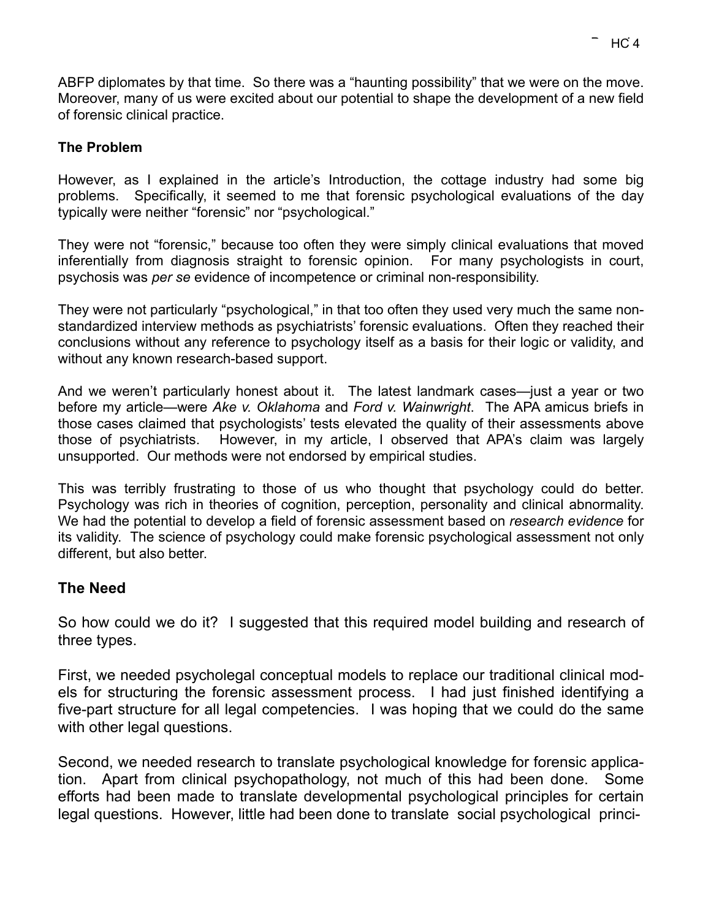ABFP diplomates by that time. So there was a "haunting possibility" that we were on the move. Moreover, many of us were excited about our potential to shape the development of a new field of forensic clinical practice.

**The Problem**

However, as I explained in the article's Introduction, the cottage industry had some big problems. Specifically, it seemed to me that forensic psychological evaluations of the day typically were neither "forensic" nor "psychological."

They were not "forensic," because too often they were simply clinical evaluations that moved inferentially from diagnosis straight to forensic opinion. For many psychologists in court, psychosis was *per se* evidence of incompetence or criminal non-responsibility.

They were not particularly "psychological," in that too often they used very much the same non-standardized interview methods as psychiatrists' forensic evaluations. Often they reached their conclusions without any reference to psychology itself as a basis for their logic or validity, and without any known research-based support.

And we weren't particularly honest about it. The latest landmark cases—just a year or two before my article—were *Ake v. Oklahoma* and *Ford v. Wainwright*. The APA amicus briefs in those cases claimed that psychologists' tests elevated the quality of their assessments above those of psychiatrists. However, in my article, I observed that APA's claim was largely unsupported. Our methods were not endorsed by empirical studies.

This was terribly frustrating to those of us who thought that psychology could do better. Psychology was rich in theories of cognition, perception, personality and clinical abnormality. We had the potential to develop a field of forensic assessment based on *research evidence* for its validity. The science of psychology could make forensic psychological assessment not only different, but also better.

## The Need

So how could we do it? I suggested that this required model building and research of three types.

First, we needed psycholegal conceptual models to replace our traditional clinical models for structuring the forensic assessment process. I had just finished identifying a five-part structure for all legal competencies. I was hoping that we could do the same with other legal questions.

Second, we needed research to translate psychological knowledge for forensic application. Apart from clinical psychopathology, not much of this had been done. Some efforts had been made to translate developmental psychological principles for certain legal questions. However, little had been done to translate social psychological princi-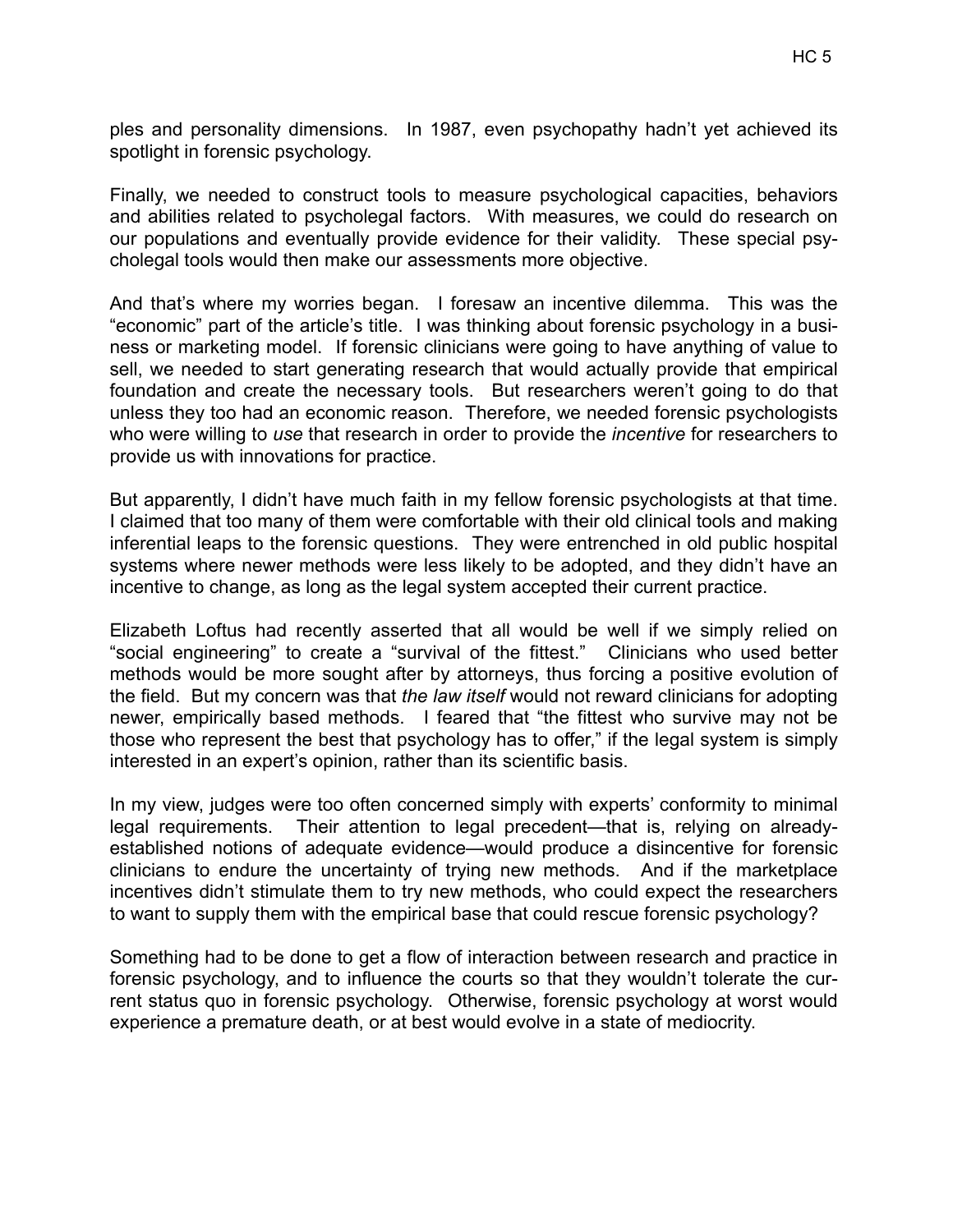ples and personality dimensions. In 1987, even psychopathy hadn't yet achieved its spotlight in forensic psychology.

Finally, we needed to construct tools to measure psychological capacities, behaviors and abilities related to psycholegal factors. With measures, we could do research on our populations and eventually provide evidence for their validity. These special psycholegal tools would then make our assessments more objective.

And that's where my worries began. I foresaw an incentive dilemma. This was the "economic" part of the article's title. I was thinking about forensic psychology in a business or marketing model. If forensic clinicians were going to have anything of value to sell, we needed to start generating research that would actually provide that empirical foundation and create the necessary tools. But researchers weren't going to do that unless they too had an economic reason. Therefore, we needed forensic psychologists who were willing to *use* that research in order to provide the *incentive* for researchers to provide us with innovations for practice.

But apparently, I didn't have much faith in my fellow forensic psychologists at that time. I claimed that too many of them were comfortable with their old clinical tools and making inferential leaps to the forensic questions. They were entrenched in old public hospital systems where newer methods were less likely to be adopted, and they didn't have an incentive to change, as long as the legal system accepted their current practice.

Elizabeth Loftus had recently asserted that all would be well if we simply relied on "social engineering" to create a "survival of the fittest." Clinicians who used better methods would be more sought after by attorneys, thus forcing a positive evolution of the field. But my concern was that *the law itself* would not reward clinicians for adopting newer, empirically based methods. I feared that "the fittest who survive may not be those who represent the best that psychology has to offer," if the legal system is simply interested in an expert's opinion, rather than its scientific basis.

In my view, judges were too often concerned simply with experts' conformity to minimal legal requirements. Their attention to legal precedent—that is, relying on already-established notions of adequate evidence—would produce a disincentive for forensic clinicians to endure the uncertainty of trying new methods. And if the marketplace incentives didn't stimulate them to try new methods, who could expect the researchers to want to supply them with the empirical base that could rescue forensic psychology?

Something had to be done to get a flow of interaction between research and practice in forensic psychology, and to influence the courts so that they wouldn't tolerate the current status quo in forensic psychology. Otherwise, forensic psychology at worst would experience a premature death, or at best would evolve in a state of mediocrity.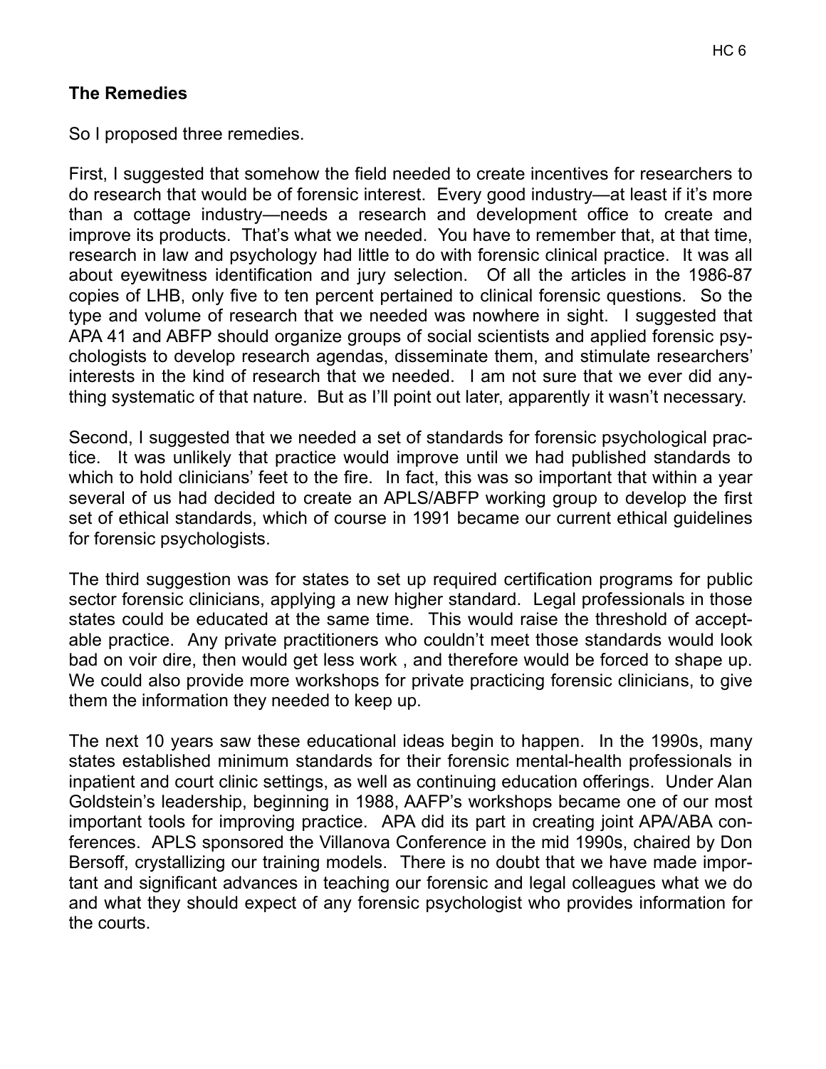**The Remedies**

So I proposed three remedies.

First, I suggested that somehow the field needed to create incentives for researchers to do research that would be of forensic interest. Every good industry—at least if it's more than a cottage industry—needs a research and development office to create and improve its products. That's what we needed. You have to remember that, at that time, research in law and psychology had little to do with forensic clinical practice. It was all about eyewitness identification and jury selection. Of all the articles in the 1986-87 copies of LHB, only five to ten percent pertained to clinical forensic questions. So the type and volume of research that we needed was nowhere in sight. I suggested that APA 41 and ABFP should organize groups of social scientists and applied forensic psychologists to develop research agendas, disseminate them, and stimulate researchers' interests in the kind of research that we needed. I am not sure that we ever did anything systematic of that nature. But as I'll point out later, apparently it wasn't necessary.

Second, I suggested that we needed a set of standards for forensic psychological practice. It was unlikely that practice would improve until we had published standards to which to hold clinicians' feet to the fire. In fact, this was so important that within a year several of us had decided to create an APLS/ABFP working group to develop the first set of ethical standards, which of course in 1991 became our current ethical guidelines for forensic psychologists.

The third suggestion was for states to set up required certification programs for public sector forensic clinicians, applying a new higher standard. Legal professionals in those states could be educated at the same time. This would raise the threshold of acceptable practice. Any private practitioners who couldn't meet those standards would look bad on voir dire, then would get less work , and therefore would be forced to shape up. We could also provide more workshops for private practicing forensic clinicians, to give them the information they needed to keep up.

The next 10 years saw these educational ideas begin to happen. In the 1990s, many states established minimum standards for their forensic mental-health professionals in inpatient and court clinic settings, as well as continuing education offerings. Under Alan Goldstein's leadership, beginning in 1988, AAFP's workshops became one of our most important tools for improving practice. APA did its part in creating joint APA/ABA conferences. APLS sponsored the Villanova Conference in the mid 1990s, chaired by Don Bersoff, crystallizing our training models. There is no doubt that we have made important and significant advances in teaching our forensic and legal colleagues what we do and what they should expect of any forensic psychologist who provides information for the courts.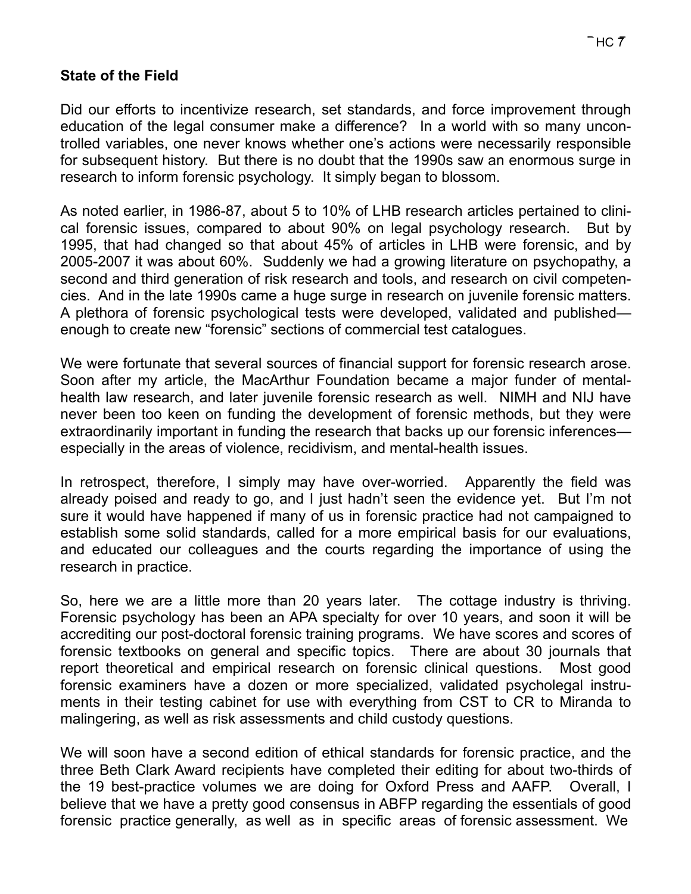**State of the Field**

Did our efforts to incentivize research, set standards, and force improvement through education of the legal consumer make a difference? In a world with so many uncontrolled variables, one never knows whether one's actions were necessarily responsible for subsequent history. But there is no doubt that the 1990s saw an enormous surge in research to inform forensic psychology. It simply began to blossom.

As noted earlier, in 1986-87, about 5 to 10% of LHB research articles pertained to clinical forensic issues, compared to about 90% on legal psychology research. But by 1995, that had changed so that about 45% of articles in LHB were forensic, and by 2005-2007 it was about 60%. Suddenly we had a growing literature on psychopathy, a second and third generation of risk research and tools, and research on civil competencies. And in the late 1990s came a huge surge in research on juvenile forensic matters. A plethora of forensic psychological tests were developed, validated and published—enough to create new "forensic" sections of commercial test catalogues.

We were fortunate that several sources of financial support for forensic research arose. Soon after my article, the MacArthur Foundation became a major funder of mental-health law research, and later juvenile forensic research as well. NIMH and NIJ have never been too keen on funding the development of forensic methods, but they were extraordinarily important in funding the research that backs up our forensic inferences—especially in the areas of violence, recidivism, and mental-health issues.

In retrospect, therefore, I simply may have over-worried. Apparently the field was already poised and ready to go, and I just hadn't seen the evidence yet. But I'm not sure it would have happened if many of us in forensic practice had not campaigned to establish some solid standards, called for a more empirical basis for our evaluations, and educated our colleagues and the courts regarding the importance of using the research in practice.

So, here we are a little more than 20 years later. The cottage industry is thriving. Forensic psychology has been an APA specialty for over 10 years, and soon it will be accrediting our post-doctoral forensic training programs. We have scores and scores of forensic textbooks on general and specific topics. There are about 30 journals that report theoretical and empirical research on forensic clinical questions. Most good forensic examiners have a dozen or more specialized, validated psycholegal instruments in their testing cabinet for use with everything from CST to CR to Miranda to malingering, as well as risk assessments and child custody questions.

We will soon have a second edition of ethical standards for forensic practice, and the three Beth Clark Award recipients have completed their editing for about two-thirds of the 19 best-practice volumes we are doing for Oxford Press and AAFP. Overall, I believe that we have a pretty good consensus in ABFP regarding the essentials of good forensic practice generally, as well as in specific areas of forensic assessment. We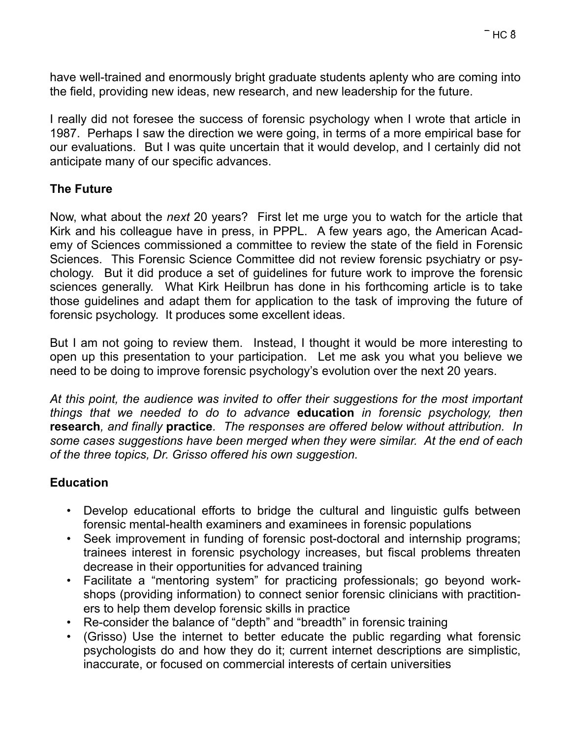have well-trained and enormously bright graduate students aplenty who are coming into the field, providing new ideas, new research, and new leadership for the future.

I really did not foresee the success of forensic psychology when I wrote that article in 1987. Perhaps I saw the direction we were going, in terms of a more empirical base for our evaluations. But I was quite uncertain that it would develop, and I certainly did not anticipate many of our specific advances.

## The Future

Now, what about the *next* 20 years? First let me urge you to watch for the article that Kirk and his colleague have in press, in PPPL. A few years ago, the American Academy of Sciences commissioned a committee to review the state of the field in Forensic Sciences. This Forensic Science Committee did not review forensic psychiatry or psychology. But it did produce a set of guidelines for future work to improve the forensic sciences generally. What Kirk Heilbrun has done in his forthcoming article is to take those guidelines and adapt them for application to the task of improving the future of forensic psychology. It produces some excellent ideas.

But I am not going to review them. Instead, I thought it would be more interesting to open up this presentation to your participation. Let me ask you what you believe we need to be doing to improve forensic psychology's evolution over the next 20 years.

*At this point, the audience was invited to offer their suggestions for the most important things that we needed to do to advance* **education** *in forensic psychology, then* **research***, and finally* **practice***. The responses are offered below without attribution. In some cases suggestions have been merged when they were similar. At the end of each of the three topics, Dr. Grisso offered his own suggestion.*

## Education

- Develop educational efforts to bridge the cultural and linguistic gulfs between forensic mental-health examiners and examinees in forensic populations
- Seek improvement in funding of forensic post-doctoral and internship programs; trainees interest in forensic psychology increases, but fiscal problems threaten decrease in their opportunities for advanced training
- Facilitate a "mentoring system" for practicing professionals; go beyond workshops (providing information) to connect senior forensic clinicians with practitioners to help them develop forensic skills in practice
- Re-consider the balance of "depth" and "breadth" in forensic training
- (Grisso) Use the internet to better educate the public regarding what forensic psychologists do and how they do it; current internet descriptions are simplistic, inaccurate, or focused on commercial interests of certain universities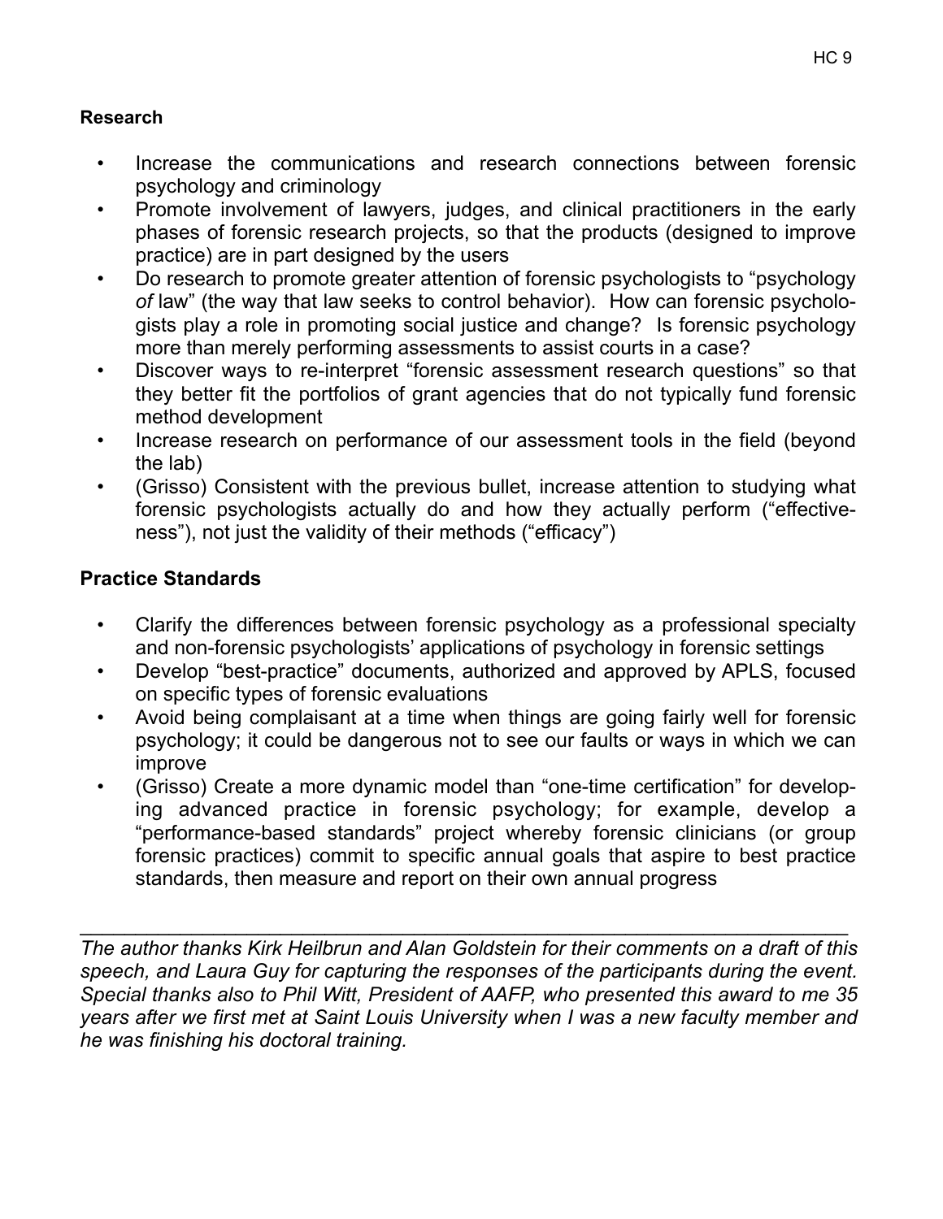**Research**

- Increase the communications and research connections between forensic psychology and criminology
- Promote involvement of lawyers, judges, and clinical practitioners in the early phases of forensic research projects, so that the products (designed to improve practice) are in part designed by the users
- Do research to promote greater attention of forensic psychologists to "psychology *of* law" (the way that law seeks to control behavior). How can forensic psychologists play a role in promoting social justice and change? Is forensic psychology more than merely performing assessments to assist courts in a case?
- Discover ways to re-interpret "forensic assessment research questions" so that they better fit the portfolios of grant agencies that do not typically fund forensic method development
- Increase research on performance of our assessment tools in the field (beyond the lab)
- (Grisso) Consistent with the previous bullet, increase attention to studying what forensic psychologists actually do and how they actually perform ("effectiveness"), not just the validity of their methods ("efficacy")

## Practice Standards

- Clarify the differences between forensic psychology as a professional specialty and non-forensic psychologists' applications of psychology in forensic settings
- Develop "best-practice" documents, authorized and approved by APLS, focused on specific types of forensic evaluations
- Avoid being complaisant at a time when things are going fairly well for forensic psychology; it could be dangerous not to see our faults or ways in which we can improve
- (Grisso) Create a more dynamic model than "one-time certification" for developing advanced practice in forensic psychology; for example, develop a "performance-based standards" project whereby forensic clinicians (or group forensic practices) commit to specific annual goals that aspire to best practice standards, then measure and report on their own annual progress

---

*The author thanks Kirk Heilbrun and Alan Goldstein for their comments on a draft of this speech, and Laura Guy for capturing the responses of the participants during the event. Special thanks also to Phil Witt, President of AAFP, who presented this award to me 35 years after we first met at Saint Louis University when I was a new faculty member and he was finishing his doctoral training.*